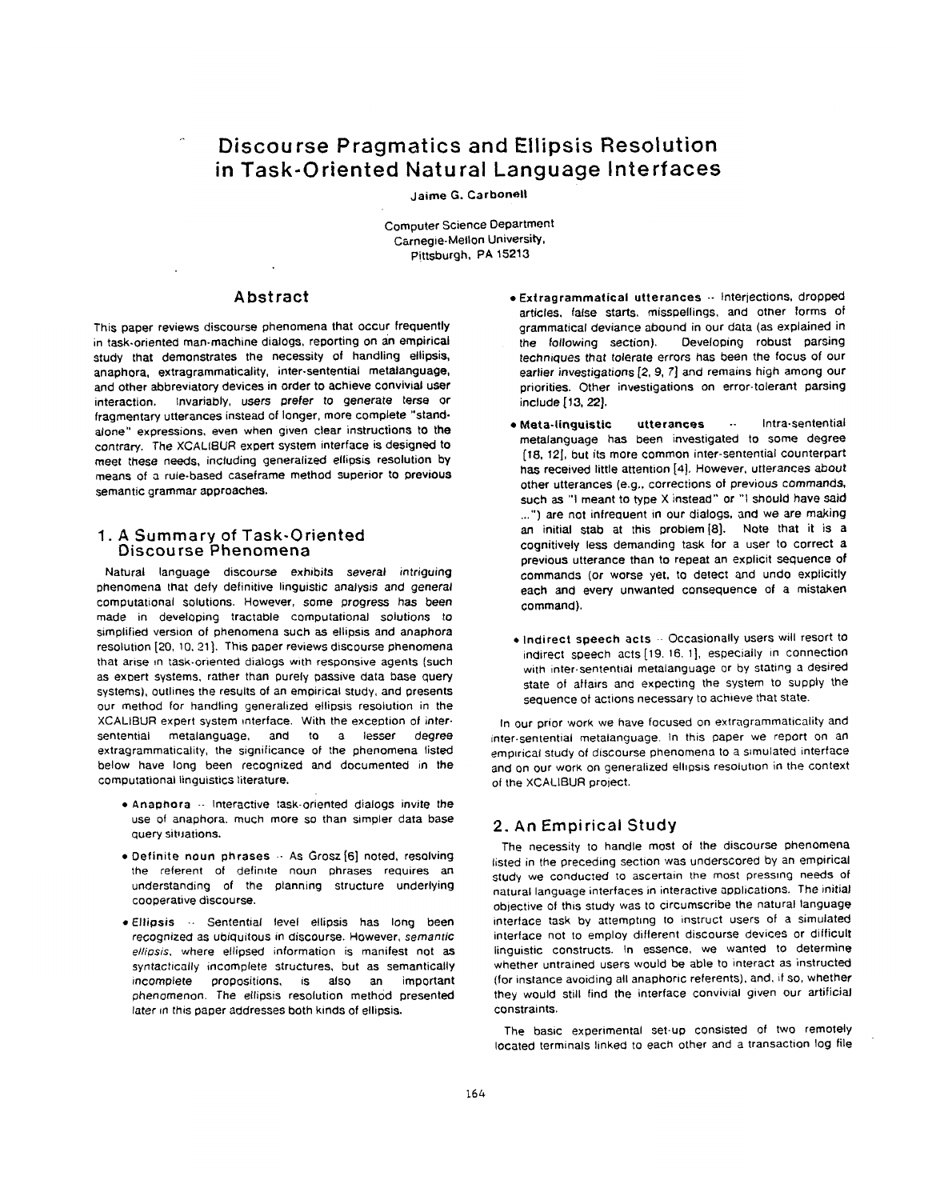# Discourse Pragmatics and Ellipsis Resolution in Task-Oriented Natural Language Interfaces

**Jaime G. Carbonell**

Computer Science Department
Carnegie-Mellon University,
Pittsburgh, PA 15213

## Abstract

This paper reviews discourse phenomena that occur frequently in task-oriented man-machine dialogs, reporting on an empirical study that demonstrates the necessity of handling ellipsis, anaphora, extragrammaticality, inter-sentential metalanguage, and other abbreviatory devices in order to achieve convivial user interaction. Invariably, users prefer to generate terse or fragmentary utterances instead of longer, more complete "stand-alone" expressions, even when given clear instructions to the contrary. The XCALIBUR expert system interface is designed to meet these needs, including generalized ellipsis resolution by means of a rule-based caseframe method superior to previous semantic grammar approaches.

## 1. A Summary of Task-Oriented Discourse Phenomena

Natural language discourse exhibits several intriguing phenomena that defy definitive linguistic analysis and general computational solutions. However, some progress has been made in developing tractable computational solutions to simplified version of phenomena such as ellipsis and anaphora resolution [20, 10, 21]. This paper reviews discourse phenomena that arise in task-oriented dialogs with responsive agents (such as expert systems, rather than purely passive data base query systems), outlines the results of an empirical study, and presents our method for handling generalized ellipsis resolution in the XCALIBUR expert system interface. With the exception of inter-sentential metalanguage, and to a lesser degree extragrammaticality, the significance of the phenomena listed below have long been recognized and documented in the computational linguistics literature.

- **Anaphora** -- Interactive task-oriented dialogs invite the use of anaphora, much more so than simpler data base query situations.
- **Definite noun phrases** -- As Grosz [6] noted, resolving the referent of definite noun phrases requires an understanding of the planning structure underlying cooperative discourse.
- **Ellipsis** -- Sentential level ellipsis has long been recognized as ubiquitous in discourse. However, *semantic ellipsis*, where ellipsed information is manifest not as syntactically incomplete structures, but as semantically incomplete propositions, is also an important phenomenon. The ellipsis resolution method presented later in this paper addresses both kinds of ellipsis.
- **Extragrammatical utterances** -- Interjections, dropped articles, false starts, misspellings, and other forms of grammatical deviance abound in our data (as explained in the following section). Developing robust parsing techniques that tolerate errors has been the focus of our earlier investigations [2, 9, 7] and remains high among our priorities. Other investigations on error-tolerant parsing include [13, 22].
- **Meta-linguistic utterances** -- Intra-sentential metalanguage has been investigated to some degree [18, 12], but its more common inter-sentential counterpart has received little attention [4]. However, utterances about other utterances (e.g., corrections of previous commands, such as "I meant to type X instead" or "I should have said ...") are not infrequent in our dialogs, and we are making an initial stab at this problem [8]. Note that it is a cognitively less demanding task for a user to correct a previous utterance than to repeat an explicit sequence of commands (or worse yet, to detect and undo explicitly each and every unwanted consequence of a mistaken command).
- **Indirect speech acts** -- Occasionally users will resort to indirect speech acts [19, 16, 1], especially in connection with inter-sentential metalanguage or by stating a desired state of affairs and expecting the system to supply the sequence of actions necessary to achieve that state.

In our prior work we have focused on extragrammaticality and inter-sentential metalanguage. In this paper we report on an empirical study of discourse phenomena to a simulated interface and on our work on generalized ellipsis resolution in the context of the XCALIBUR project.

## 2. An Empirical Study

The necessity to handle most of the discourse phenomena listed in the preceding section was underscored by an empirical study we conducted to ascertain the most pressing needs of natural language interfaces in interactive applications. The initial objective of this study was to circumscribe the natural language interface task by attempting to instruct users of a simulated interface not to employ different discourse devices or difficult linguistic constructs. In essence, we wanted to determine whether untrained users would be able to interact as instructed (for instance avoiding all anaphoric referents), and, if so, whether they would still find the interface convivial given our artificial constraints.

The basic experimental set-up consisted of two remotely located terminals linked to each other and a transaction log file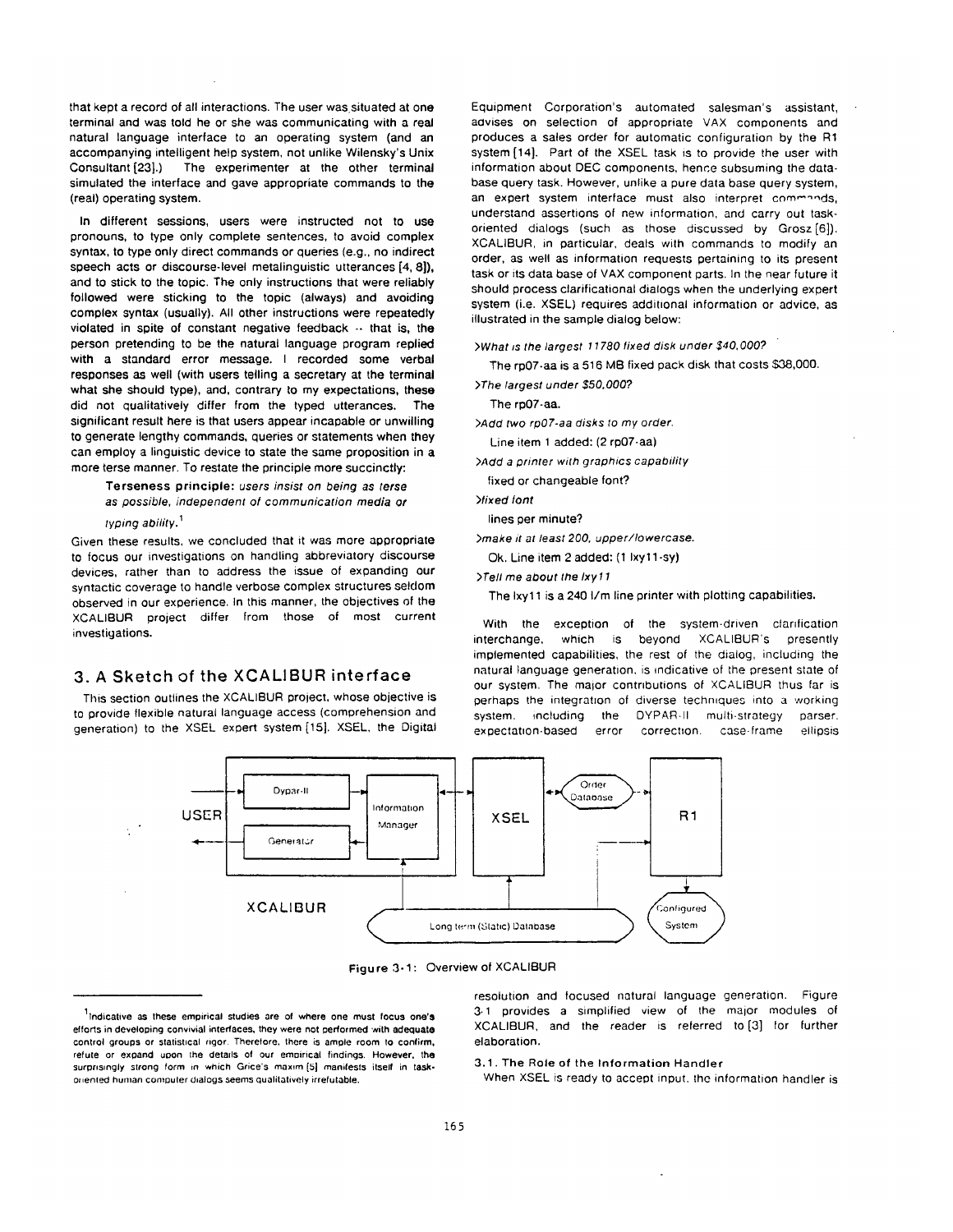that kept a record of all interactions. The user was situated at one terminal and was told he or she was communicating with a real natural language interface to an operating system (and an accompanying intelligent help system, not unlike Wilensky's Unix Consultant [23].) The experimenter at the other terminal simulated the interface and gave appropriate commands to the (real) operating system.

In different sessions, users were instructed not to use pronouns, to type only complete sentences, to avoid complex syntax, to type only direct commands or queries (e.g., no indirect speech acts or discourse-level metalinguistic utterances [4, 8]), and to stick to the topic. The only instructions that were reliably followed were sticking to the topic (always) and avoiding complex syntax (usually). All other instructions were repeatedly violated in spite of constant negative feedback -- that is, the person pretending to be the natural language program replied with a standard error message. I recorded some verbal responses as well (with users telling a secretary at the terminal what she should type), and, contrary to my expectations, these did not qualitatively differ from the typed utterances. The significant result here is that users appear incapable or unwilling to generate lengthy commands, queries or statements when they can employ a linguistic device to state the same proposition in a more terse manner. To restate the principle more succinctly:

> **Terseness principle:** *users insist on being as terse as possible, independent of communication media or typing ability.*[1]

Given these results, we concluded that it was more appropriate to focus our investigations on handling abbreviatory discourse devices, rather than to address the issue of expanding our syntactic coverage to handle verbose complex structures seldom observed in our experience. In this manner, the objectives of the XCALIBUR project differ from those of most current investigations.

## 3. A Sketch of the XCALIBUR interface

This section outlines the XCALIBUR project, whose objective is to provide flexible natural language access (comprehension and generation) to the XSEL expert system [15]. XSEL, the Digital Equipment Corporation's automated salesman's assistant, advises on selection of appropriate VAX components and produces a sales order for automatic configuration by the R1 system [14]. Part of the XSEL task is to provide the user with information about DEC components, hence subsuming the data-base query task. However, unlike a pure data base query system, an expert system interface must also interpret commands, understand assertions of new information, and carry out task-oriented dialogs (such as those discussed by Grosz [6]). XCALIBUR, in particular, deals with commands to modify an order, as well as information requests pertaining to its present task or its data base of VAX component parts. In the near future it should process clarificational dialogs when the underlying expert system (i.e. XSEL) requires additional information or advice, as illustrated in the sample dialog below:

>*What is the largest 11780 fixed disk under $40,000?*
  The rp07-aa is a 516 MB fixed pack disk that costs $38,000.
>*The largest under $50,000?*
  The rp07-aa.
>*Add two rp07-aa disks to my order.*
  Line item 1 added: (2 rp07-aa)
>*Add a printer with graphics capability*
  fixed or changeable font?
>*fixed font*
  lines per minute?
>*make it at least 200, upper/lowercase.*
  Ok. Line item 2 added: (1 lxy11-sy)
>*Tell me about the lxy11*
  The lxy11 is a 240 l/m line printer with plotting capabilities.

With the exception of the system-driven clarification interchange, which is beyond XCALIBUR's presently implemented capabilities, the rest of the dialog, including the natural language generation, is indicative of the present state of our system. The major contributions of XCALIBUR thus far is perhaps the integration of diverse techniques into a working system, including the DYPAR-II multi-strategy parser, expectation-based error correction, case-frame ellipsis resolution and focused natural language generation. Figure 3-1 provides a simplified view of the major modules of XCALIBUR, and the reader is referred to [3] for further elaboration.

Figure 3-1: Overview of XCALIBUR

### 3.1. The Role of the Information Handler

When XSEL is ready to accept input, the information handler is

---

[1] Indicative as these empirical studies are of where one must focus one's efforts in developing convivial interfaces, they were not performed with adequate control groups or statistical rigor. Therefore, there is ample room to confirm, refute or expand upon the details of our empirical findings. However, the surprisingly strong form in which Grice's maxim [5] manifests itself in task-oriented human computer dialogs seems qualitatively irrefutable.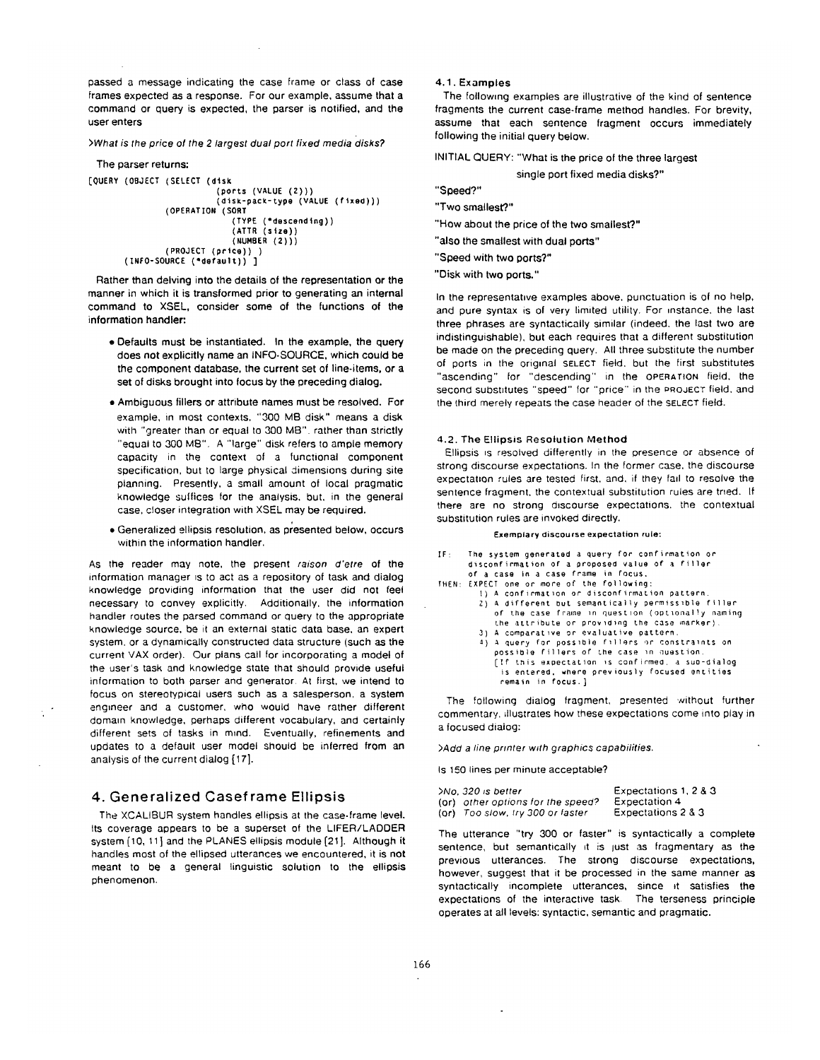passed a message indicating the case frame or class of case frames expected as a response. For our example, assume that a command or query is expected, the parser is notified, and the user enters

>*What is the price of the 2 largest dual port fixed media disks?*

The parser returns:

```
[QUERY (OBJECT (SELECT (disk
                        (ports (VALUE (2)))
                        (disk-pack-type (VALUE (fixed)))
               (OPERATION (SORT
                           (TYPE (*descending))
                           (ATTR (size))
                           (NUMBER (2)))
               (PROJECT (price)) )
       (INFO-SOURCE (*default)) ]
```

Rather than delving into the details of the representation or the manner in which it is transformed prior to generating an internal command to XSEL, consider some of the functions of the information handler:

- Defaults must be instantiated. In the example, the query does not explicitly name an INFO-SOURCE, which could be the component database, the current set of line-items, or a set of disks brought into focus by the preceding dialog.
- Ambiguous fillers or attribute names must be resolved. For example, in most contexts, "300 MB disk" means a disk with "greater than or equal to 300 MB", rather than strictly "equal to 300 MB". A "large" disk refers to ample memory capacity in the context of a functional component specification, but to large physical dimensions during site planning. Presently, a small amount of local pragmatic knowledge suffices for the analysis, but, in the general case, closer integration with XSEL may be required.
- Generalized ellipsis resolution, as presented below, occurs within the information handler.

As the reader may note, the present *raison d'etre* of the information manager is to act as a repository of task and dialog knowledge providing information that the user did not feel necessary to convey explicitly. Additionally, the information handler routes the parsed command or query to the appropriate knowledge source, be it an external static data base, an expert system, or a dynamically constructed data structure (such as the current VAX order). Our plans call for incorporating a model of the user's task and knowledge state that should provide useful information to both parser and generator. At first, we intend to focus on stereotypical users such as a salesperson, a system engineer and a customer, who would have rather different domain knowledge, perhaps different vocabulary, and certainly different sets of tasks in mind. Eventually, refinements and updates to a default user model should be inferred from an analysis of the current dialog [17].

# 4. Generalized Caseframe Ellipsis

The XCALIBUR system handles ellipsis at the case-frame level. Its coverage appears to be a superset of the LIFER/LADDER system [10, 11] and the PLANES ellipsis module [21]. Although it handles most of the ellipsed utterances we encountered, it is not meant to be a general linguistic solution to the ellipsis phenomenon.

## 4.1. Examples

The following examples are illustrative of the kind of sentence fragments the current case-frame method handles. For brevity, assume that each sentence fragment occurs immediately following the initial query below.

INITIAL QUERY: "What is the price of the three largest single port fixed media disks?"

"Speed?"

"Two smallest?"

"How about the price of the two smallest?"

"also the smallest with dual ports"

"Speed with two ports?"

"Disk with two ports."

In the representative examples above, punctuation is of no help, and pure syntax is of very limited utility. For instance, the last three phrases are syntactically similar (indeed, the last two are indistinguishable), but each requires that a different substitution be made on the preceding query. All three substitute the number of ports in the original SELECT field, but the first substitutes "ascending" for "descending" in the OPERATION field, the second substitutes "speed" for "price" in the PROJECT field, and the third merely repeats the case header of the SELECT field.

## 4.2. The Ellipsis Resolution Method

Ellipsis is resolved differently in the presence or absence of strong discourse expectations. In the former case, the discourse expectation rules are tested first, and, if they fail to resolve the sentence fragment, the contextual substitution rules are tried. If there are no strong discourse expectations, the contextual substitution rules are invoked directly.

**Exemplary discourse expectation rule:**

```
IF:   The system generated a query for confirmation or
      disconfirmation of a proposed value of a filler
      of a case in a case frame in focus.
THEN: EXPECT one or more of the following:
        1) A confirmation or disconfirmation pattern.
        2) A different but semantically permissible filler
           of the case frame in question (optionally naming
           the attribute or providing the case marker).
        3) A comparative or evaluative pattern.
        4) A query for possible fillers or constraints on
           possible fillers of the case in question.
           [If this expectation is confirmed, a sub-dialog
            is entered, where previously focused entities
            remain in focus.]
```

The following dialog fragment, presented without further commentary, illustrates how these expectations come into play in a focused dialog:

>*Add a line printer with graphics capabilities.*

Is 150 lines per minute acceptable?

| | |
|---|---|
| >*No, 320 is better* | Expectations 1, 2 & 3 |
| (or) *other options for the speed?* | Expectation 4 |
| (or) *Too slow, try 300 or faster* | Expectations 2 & 3 |

The utterance "try 300 or faster" is syntactically a complete sentence, but semantically it is just as fragmentary as the previous utterances. The strong discourse expectations, however, suggest that it be processed in the same manner as syntactically incomplete utterances, since it satisfies the expectations of the interactive task. The terseness principle operates at all levels: syntactic, semantic and pragmatic.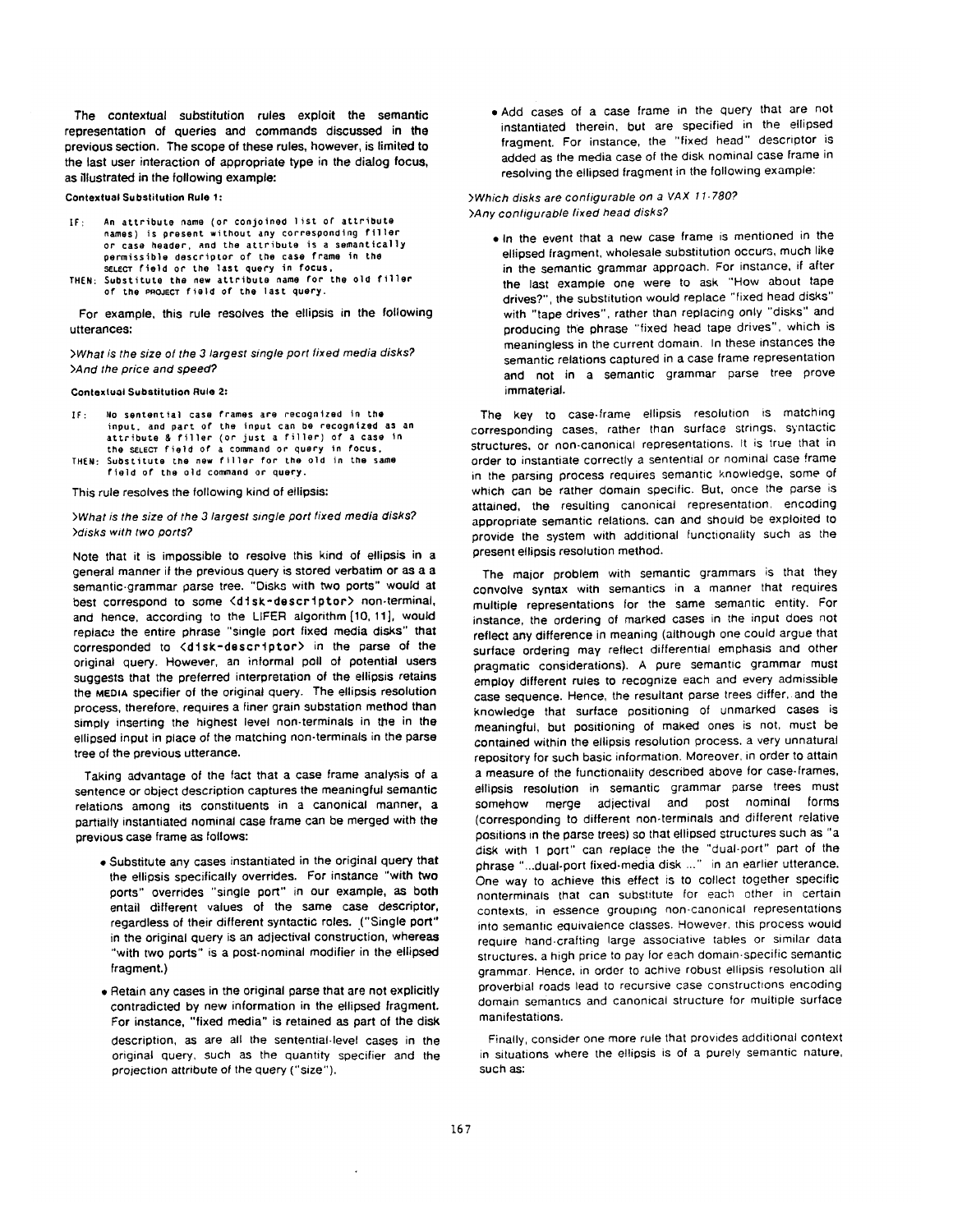The contextual substitution rules exploit the semantic representation of queries and commands discussed in the previous section. The scope of these rules, however, is limited to the last user interaction of appropriate type in the dialog focus, as illustrated in the following example:

**Contextual Substitution Rule 1:**

```
IF:   An attribute name (or conjoined list of attribute
      names) is present without any corresponding filler
      or case header, and the attribute is a semantically
      permissible descriptor of the case frame in the
      SELECT field or the last query in focus,
THEN: Substitute the new attribute name for the old filler
      of the PROJECT field of the last query.
```

For example, this rule resolves the ellipsis in the following utterances:

*>What is the size of the 3 largest single port fixed media disks?*
*>And the price and speed?*

**Contextual Substitution Rule 2:**

```
IF:   No sentential case frames are recognized in the
      input, and part of the input can be recognized as an
      attribute & filler (or just a filler) of a case in
      the SELECT field of a command or query in focus,
THEN: Substitute the new filler for the old in the same
      field of the old command or query.
```

This rule resolves the following kind of ellipsis:

*>What is the size of the 3 largest single port fixed media disks?*
*>disks with two ports?*

Note that it is impossible to resolve this kind of ellipsis in a general manner if the previous query is stored verbatim or as a a semantic-grammar parse tree. "Disks with two ports" would at best correspond to some `<disk-descriptor>` non-terminal, and hence, according to the LIFER algorithm [10, 11], would replace the entire phrase "single port fixed media disks" that corresponded to `<disk-descriptor>` in the parse of the original query. However, an informal poll of potential users suggests that the preferred interpretation of the ellipsis retains the MEDIA specifier of the original query. The ellipsis resolution process, therefore, requires a finer grain substation method than simply inserting the highest level non-terminals in the in the ellipsed input in place of the matching non-terminals in the parse tree of the previous utterance.

Taking advantage of the fact that a case frame analysis of a sentence or object description captures the meaningful semantic relations among its constituents in a canonical manner, a partially instantiated nominal case frame can be merged with the previous case frame as follows:

- Substitute any cases instantiated in the original query that the ellipsis specifically overrides. For instance "with two ports" overrides "single port" in our example, as both entail different values of the same case descriptor, regardless of their different syntactic roles. ("Single port" in the original query is an adjectival construction, whereas "with two ports" is a post-nominal modifier in the ellipsed fragment.)
- Retain any cases in the original parse that are not explicitly contradicted by new information in the ellipsed fragment. For instance, "fixed media" is retained as part of the disk description, as are all the sentential-level cases in the original query, such as the quantity specifier and the projection attribute of the query ("size").
- Add cases of a case frame in the query that are not instantiated therein, but are specified in the ellipsed fragment. For instance, the "fixed head" descriptor is added as the media case of the disk nominal case frame in resolving the ellipsed fragment in the following example:

*>Which disks are configurable on a VAX 11-780?*
*>Any configurable fixed head disks?*

- In the event that a new case frame is mentioned in the ellipsed fragment, wholesale substitution occurs, much like in the semantic grammar approach. For instance, if after the last example one were to ask "How about tape drives?", the substitution would replace "fixed head disks" with "tape drives", rather than replacing only "disks" and producing the phrase "fixed head tape drives", which is meaningless in the current domain. In these instances the semantic relations captured in a case frame representation and not in a semantic grammar parse tree prove immaterial.

The key to case-frame ellipsis resolution is matching corresponding cases, rather than surface strings, syntactic structures, or non-canonical representations. It is true that in order to instantiate correctly a sentential or nominal case frame in the parsing process requires semantic knowledge, some of which can be rather domain specific. But, once the parse is attained, the resulting canonical representation, encoding appropriate semantic relations, can and should be exploited to provide the system with additional functionality such as the present ellipsis resolution method.

The major problem with semantic grammars is that they convolve syntax with semantics in a manner that requires multiple representations for the same semantic entity. For instance, the ordering of marked cases in the input does not reflect any difference in meaning (although one could argue that surface ordering may reflect differential emphasis and other pragmatic considerations). A pure semantic grammar must employ different rules to recognize each and every admissible case sequence. Hence, the resultant parse trees differ, and the knowledge that surface positioning of unmarked cases is meaningful, but positioning of maked ones is not, must be contained within the ellipsis resolution process, a very unnatural repository for such basic information. Moreover, in order to attain a measure of the functionality described above for case-frames, ellipsis resolution in semantic grammar parse trees must somehow merge adjectival and post nominal forms (corresponding to different non-terminals and different relative positions in the parse trees) so that ellipsed structures such as "a disk with 1 port" can replace the the "dual-port" part of the phrase "...dual-port fixed-media disk ..." in an earlier utterance. One way to achieve this effect is to collect together specific nonterminals that can substitute for each other in certain contexts, in essence grouping non-canonical representations into semantic equivalence classes. However, this process would require hand-crafting large associative tables or similar data structures, a high price to pay for each domain-specific semantic grammar. Hence, in order to achive robust ellipsis resolution all proverbial roads lead to recursive case constructions encoding domain semantics and canonical structure for multiple surface manifestations.

Finally, consider one more rule that provides additional context in situations where the ellipsis is of a purely semantic nature, such as: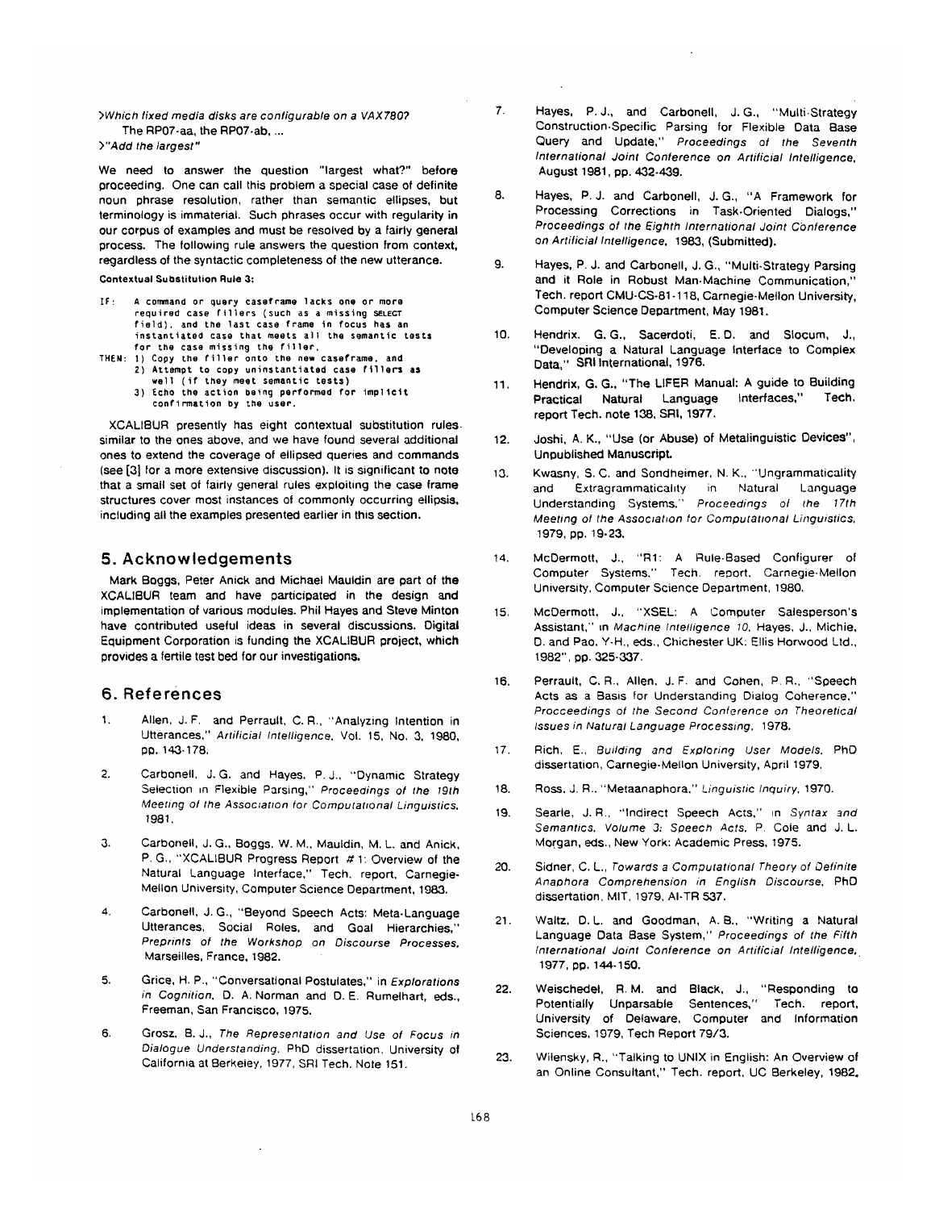>*Which fixed media disks are configurable on a VAX780?*
The RP07-aa, the RP07-ab, ...
>*"Add the largest"*

We need to answer the question "largest what?" before proceeding. One can call this problem a special case of definite noun phrase resolution, rather than semantic ellipses, but terminology is immaterial. Such phrases occur with regularity in our corpus of examples and must be resolved by a fairly general process. The following rule answers the question from context, regardless of the syntactic completeness of the new utterance.

**Contextual Substitution Rule 3:**

```
IF:   A command or query caseframe lacks one or more
      required case fillers (such as a missing SELECT
      field), and the last case frame in focus has an
      instantiated case that meets all the semantic tests
      for the case missing the filler,
THEN: 1) Copy the filler onto the new caseframe, and
      2) Attempt to copy uninstantiated case fillers as
         well (if they meet semantic tests)
      3) Echo the action being performed for implicit
         confirmation by the user.
```

XCALIBUR presently has eight contextual substitution rules similar to the ones above, and we have found several additional ones to extend the coverage of ellipsed queries and commands (see [3] for a more extensive discussion). It is significant to note that a small set of fairly general rules exploiting the case frame structures cover most instances of commonly occurring ellipsis, including all the examples presented earlier in this section.

## 5. Acknowledgements

Mark Boggs, Peter Anick and Michael Mauldin are part of the XCALIBUR team and have participated in the design and implementation of various modules. Phil Hayes and Steve Minton have contributed useful ideas in several discussions. Digital Equipment Corporation is funding the XCALIBUR project, which provides a fertile test bed for our investigations.

## 6. References

1. Allen, J. F. and Perrault, C. R., "Analyzing Intention in Utterances," *Artificial Intelligence*, Vol. 15, No. 3, 1980, pp. 143-178.

2. Carbonell, J. G. and Hayes, P. J., "Dynamic Strategy Selection in Flexible Parsing," *Proceedings of the 19th Meeting of the Association for Computational Linguistics*, 1981.

3. Carbonell, J. G., Boggs, W. M., Mauldin, M. L. and Anick, P. G., "XCALIBUR Progress Report # 1: Overview of the Natural Language Interface," Tech. report, Carnegie-Mellon University, Computer Science Department, 1983.

4. Carbonell, J. G., "Beyond Speech Acts: Meta-Language Utterances, Social Roles, and Goal Hierarchies," *Preprints of the Workshop on Discourse Processes*, Marseilles, France, 1982.

5. Grice, H. P., "Conversational Postulates," in *Explorations in Cognition*, D. A. Norman and D. E. Rumelhart, eds., Freeman, San Francisco, 1975.

6. Grosz, B. J., *The Representation and Use of Focus in Dialogue Understanding*, PhD dissertation, University of California at Berkeley, 1977, SRI Tech. Note 151.

7. Hayes, P. J., and Carbonell, J. G., "Multi-Strategy Construction-Specific Parsing for Flexible Data Base Query and Update," *Proceedings of the Seventh International Joint Conference on Artificial Intelligence*, August 1981, pp. 432-439.

8. Hayes, P. J. and Carbonell, J. G., "A Framework for Processing Corrections in Task-Oriented Dialogs," *Proceedings of the Eighth International Joint Conference on Artificial Intelligence*, 1983, (Submitted).

9. Hayes, P. J. and Carbonell, J. G., "Multi-Strategy Parsing and it Role in Robust Man-Machine Communication," Tech. report CMU-CS-81-118, Carnegie-Mellon University, Computer Science Department, May 1981.

10. Hendrix, G. G., Sacerdoti, E. D. and Slocum, J., "Developing a Natural Language Interface to Complex Data," SRI International, 1976.

11. Hendrix, G. G., "The LIFER Manual: A guide to Building Practical Natural Language Interfaces," Tech. report Tech. note 138, SRI, 1977.

12. Joshi, A. K., "Use (or Abuse) of Metalinguistic Devices", Unpublished Manuscript.

13. Kwasny, S. C. and Sondheimer, N. K., "Ungrammaticality and Extragrammaticality in Natural Language Understanding Systems," *Proceedings of the 17th Meeting of the Association for Computational Linguistics*, 1979, pp. 19-23.

14. McDermott, J., "R1: A Rule-Based Configurer of Computer Systems," Tech. report, Carnegie-Mellon University, Computer Science Department, 1980.

15. McDermott, J., "XSEL: A Computer Salesperson's Assistant," in *Machine Intelligence 10*, Hayes, J., Michie, D. and Pao, Y-H., eds., Chichester UK: Ellis Horwood Ltd., 1982", pp. 325-337.

16. Perrault, C. R., Allen, J. F. and Cohen, P. R., "Speech Acts as a Basis for Understanding Dialog Coherence," *Procceedings of the Second Conference on Theoretical Issues in Natural Language Processing*, 1978.

17. Rich, E., *Building and Exploring User Models*, PhD dissertation, Carnegie-Mellon University, April 1979.

18. Ross, J. R., "Metaanaphora," *Linguistic Inquiry*, 1970.

19. Searle, J. R., "Indirect Speech Acts," in *Syntax and Semantics, Volume 3: Speech Acts*, P. Cole and J. L. Morgan, eds., New York: Academic Press, 1975.

20. Sidner, C. L., *Towards a Computational Theory of Definite Anaphora Comprehension in English Discourse*, PhD dissertation, MIT, 1979, AI-TR 537.

21. Waltz, D. L. and Goodman, A. B., "Writing a Natural Language Data Base System," *Proceedings of the Fifth International Joint Conference on Artificial Intelligence*, 1977, pp. 144-150.

22. Weischedel, R. M. and Black, J., "Responding to Potentially Unparsable Sentences," Tech. report, University of Delaware, Computer and Information Sciences, 1979, Tech Report 79/3.

23. Wilensky, R., "Talking to UNIX in English: An Overview of an Online Consultant," Tech. report, UC Berkeley, 1982.